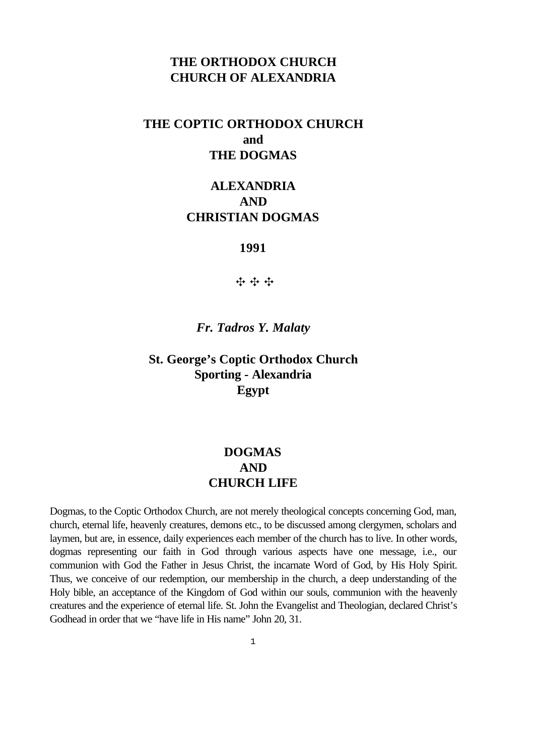# THE ORTHODOX CHURCH
# CHURCH OF ALEXANDRIA

## THE COPTIC ORTHODOX CHURCH
## and
## THE DOGMAS

## ALEXANDRIA
## AND
## CHRISTIAN DOGMAS

**1991**

✣ ✣ ✣

***Fr. Tadros Y. Malaty***

**St. George's Coptic Orthodox Church**
**Sporting - Alexandria**
**Egypt**

## DOGMAS
## AND
## CHURCH LIFE

Dogmas, to the Coptic Orthodox Church, are not merely theological concepts concerning God, man, church, eternal life, heavenly creatures, demons etc., to be discussed among clergymen, scholars and laymen, but are, in essence, daily experiences each member of the church has to live. In other words, dogmas representing our faith in God through various aspects have one message, i.e., our communion with God the Father in Jesus Christ, the incarnate Word of God, by His Holy Spirit. Thus, we conceive of our redemption, our membership in the church, a deep understanding of the Holy bible, an acceptance of the Kingdom of God within our souls, communion with the heavenly creatures and the experience of eternal life. St. John the Evangelist and Theologian, declared Christ's Godhead in order that we "have life in His name" John 20, 31.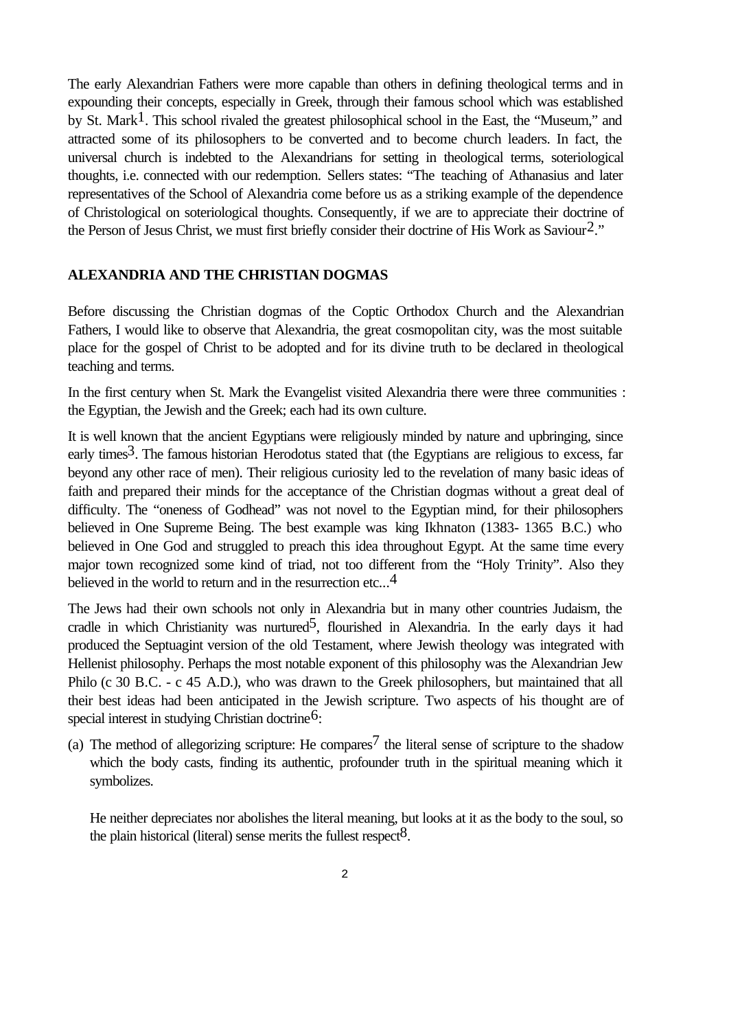The early Alexandrian Fathers were more capable than others in defining theological terms and in expounding their concepts, especially in Greek, through their famous school which was established by St. Mark[1]. This school rivaled the greatest philosophical school in the East, the "Museum," and attracted some of its philosophers to be converted and to become church leaders. In fact, the universal church is indebted to the Alexandrians for setting in theological terms, soteriological thoughts, i.e. connected with our redemption. Sellers states: "The teaching of Athanasius and later representatives of the School of Alexandria come before us as a striking example of the dependence of Christological on soteriological thoughts. Consequently, if we are to appreciate their doctrine of the Person of Jesus Christ, we must first briefly consider their doctrine of His Work as Saviour[2]."

## ALEXANDRIA AND THE CHRISTIAN DOGMAS

Before discussing the Christian dogmas of the Coptic Orthodox Church and the Alexandrian Fathers, I would like to observe that Alexandria, the great cosmopolitan city, was the most suitable place for the gospel of Christ to be adopted and for its divine truth to be declared in theological teaching and terms.

In the first century when St. Mark the Evangelist visited Alexandria there were three communities : the Egyptian, the Jewish and the Greek; each had its own culture.

It is well known that the ancient Egyptians were religiously minded by nature and upbringing, since early times[3]. The famous historian Herodotus stated that (the Egyptians are religious to excess, far beyond any other race of men). Their religious curiosity led to the revelation of many basic ideas of faith and prepared their minds for the acceptance of the Christian dogmas without a great deal of difficulty. The "oneness of Godhead" was not novel to the Egyptian mind, for their philosophers believed in One Supreme Being. The best example was king Ikhnaton (1383- 1365 B.C.) who believed in One God and struggled to preach this idea throughout Egypt. At the same time every major town recognized some kind of triad, not too different from the "Holy Trinity". Also they believed in the world to return and in the resurrection etc...[4]

The Jews had their own schools not only in Alexandria but in many other countries Judaism, the cradle in which Christianity was nurtured[5], flourished in Alexandria. In the early days it had produced the Septuagint version of the old Testament, where Jewish theology was integrated with Hellenist philosophy. Perhaps the most notable exponent of this philosophy was the Alexandrian Jew Philo (c 30 B.C. - c 45 A.D.), who was drawn to the Greek philosophers, but maintained that all their best ideas had been anticipated in the Jewish scripture. Two aspects of his thought are of special interest in studying Christian doctrine[6]:

(a) The method of allegorizing scripture: He compares[7] the literal sense of scripture to the shadow which the body casts, finding its authentic, profounder truth in the spiritual meaning which it symbolizes.

    He neither depreciates nor abolishes the literal meaning, but looks at it as the body to the soul, so the plain historical (literal) sense merits the fullest respect[8].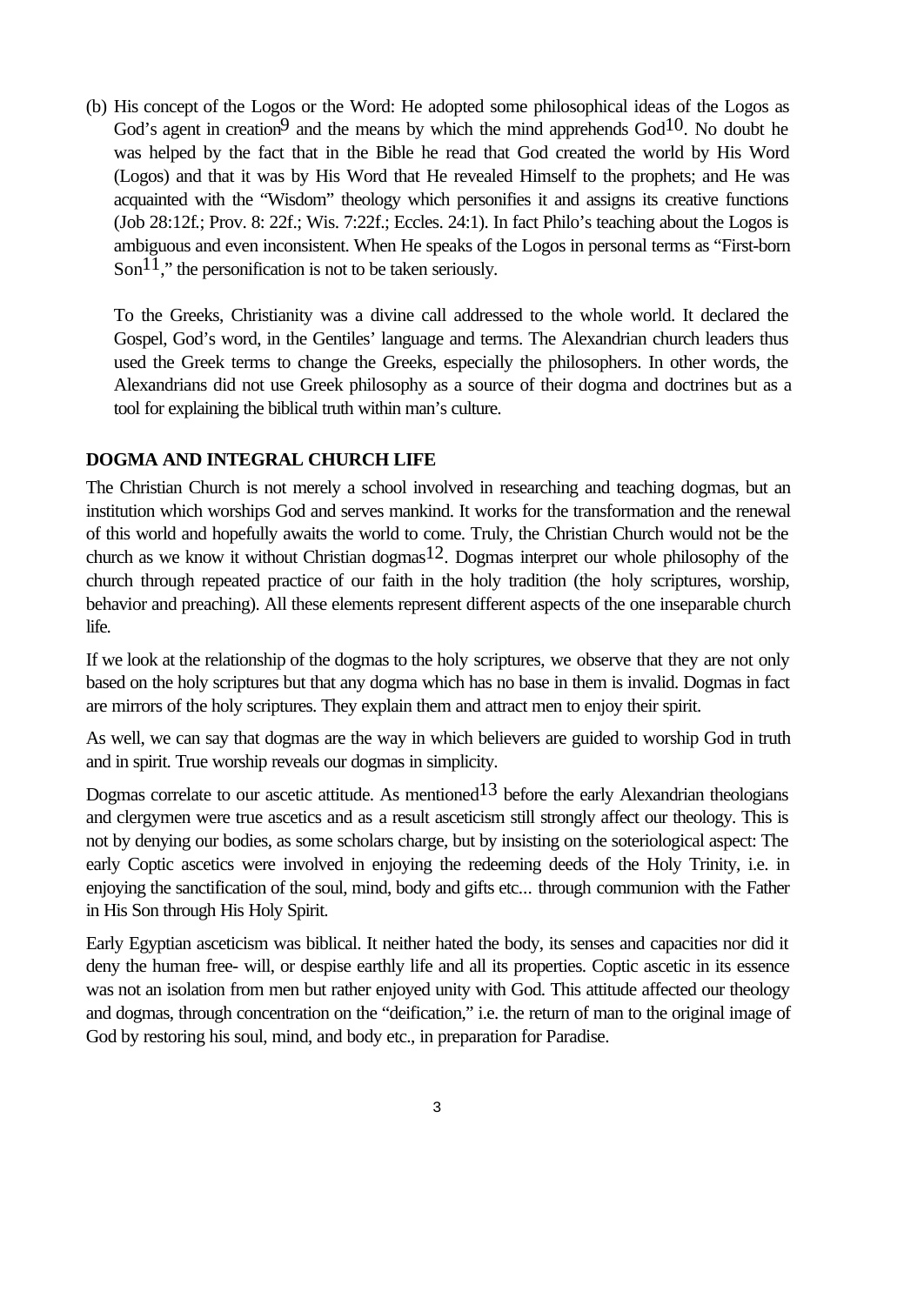(b) His concept of the Logos or the Word: He adopted some philosophical ideas of the Logos as God's agent in creation[9] and the means by which the mind apprehends God[10]. No doubt he was helped by the fact that in the Bible he read that God created the world by His Word (Logos) and that it was by His Word that He revealed Himself to the prophets; and He was acquainted with the "Wisdom" theology which personifies it and assigns its creative functions (Job 28:12f.; Prov. 8: 22f.; Wis. 7:22f.; Eccles. 24:1). In fact Philo's teaching about the Logos is ambiguous and even inconsistent. When He speaks of the Logos in personal terms as "First-born Son[11]," the personification is not to be taken seriously.

To the Greeks, Christianity was a divine call addressed to the whole world. It declared the Gospel, God's word, in the Gentiles' language and terms. The Alexandrian church leaders thus used the Greek terms to change the Greeks, especially the philosophers. In other words, the Alexandrians did not use Greek philosophy as a source of their dogma and doctrines but as a tool for explaining the biblical truth within man's culture.

**DOGMA AND INTEGRAL CHURCH LIFE**

The Christian Church is not merely a school involved in researching and teaching dogmas, but an institution which worships God and serves mankind. It works for the transformation and the renewal of this world and hopefully awaits the world to come. Truly, the Christian Church would not be the church as we know it without Christian dogmas[12]. Dogmas interpret our whole philosophy of the church through repeated practice of our faith in the holy tradition (the holy scriptures, worship, behavior and preaching). All these elements represent different aspects of the one inseparable church life.

If we look at the relationship of the dogmas to the holy scriptures, we observe that they are not only based on the holy scriptures but that any dogma which has no base in them is invalid. Dogmas in fact are mirrors of the holy scriptures. They explain them and attract men to enjoy their spirit.

As well, we can say that dogmas are the way in which believers are guided to worship God in truth and in spirit. True worship reveals our dogmas in simplicity.

Dogmas correlate to our ascetic attitude. As mentioned[13] before the early Alexandrian theologians and clergymen were true ascetics and as a result asceticism still strongly affect our theology. This is not by denying our bodies, as some scholars charge, but by insisting on the soteriological aspect: The early Coptic ascetics were involved in enjoying the redeeming deeds of the Holy Trinity, i.e. in enjoying the sanctification of the soul, mind, body and gifts etc... through communion with the Father in His Son through His Holy Spirit.

Early Egyptian asceticism was biblical. It neither hated the body, its senses and capacities nor did it deny the human free- will, or despise earthly life and all its properties. Coptic ascetic in its essence was not an isolation from men but rather enjoyed unity with God. This attitude affected our theology and dogmas, through concentration on the "deification," i.e. the return of man to the original image of God by restoring his soul, mind, and body etc., in preparation for Paradise.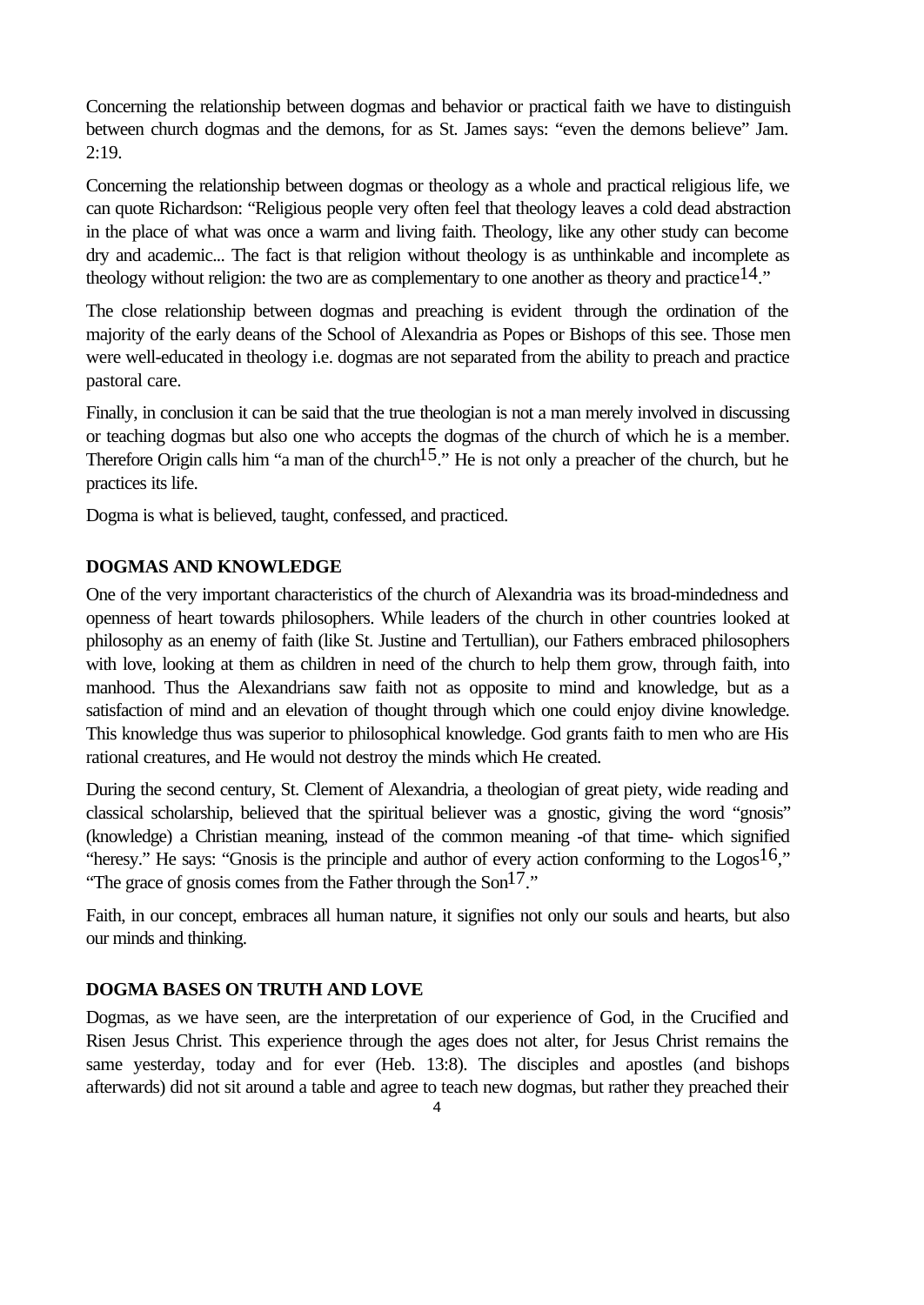Concerning the relationship between dogmas and behavior or practical faith we have to distinguish between church dogmas and the demons, for as St. James says: "even the demons believe" Jam. 2:19.

Concerning the relationship between dogmas or theology as a whole and practical religious life, we can quote Richardson: "Religious people very often feel that theology leaves a cold dead abstraction in the place of what was once a warm and living faith. Theology, like any other study can become dry and academic... The fact is that religion without theology is as unthinkable and incomplete as theology without religion: the two are as complementary to one another as theory and practice[14]."

The close relationship between dogmas and preaching is evident through the ordination of the majority of the early deans of the School of Alexandria as Popes or Bishops of this see. Those men were well-educated in theology i.e. dogmas are not separated from the ability to preach and practice pastoral care.

Finally, in conclusion it can be said that the true theologian is not a man merely involved in discussing or teaching dogmas but also one who accepts the dogmas of the church of which he is a member. Therefore Origin calls him "a man of the church[15]." He is not only a preacher of the church, but he practices its life.

Dogma is what is believed, taught, confessed, and practiced.

## DOGMAS AND KNOWLEDGE

One of the very important characteristics of the church of Alexandria was its broad-mindedness and openness of heart towards philosophers. While leaders of the church in other countries looked at philosophy as an enemy of faith (like St. Justine and Tertullian), our Fathers embraced philosophers with love, looking at them as children in need of the church to help them grow, through faith, into manhood. Thus the Alexandrians saw faith not as opposite to mind and knowledge, but as a satisfaction of mind and an elevation of thought through which one could enjoy divine knowledge. This knowledge thus was superior to philosophical knowledge. God grants faith to men who are His rational creatures, and He would not destroy the minds which He created.

During the second century, St. Clement of Alexandria, a theologian of great piety, wide reading and classical scholarship, believed that the spiritual believer was a gnostic, giving the word "gnosis" (knowledge) a Christian meaning, instead of the common meaning -of that time- which signified "heresy." He says: "Gnosis is the principle and author of every action conforming to the Logos[16]," "The grace of gnosis comes from the Father through the Son[17]."

Faith, in our concept, embraces all human nature, it signifies not only our souls and hearts, but also our minds and thinking.

## DOGMA BASES ON TRUTH AND LOVE

Dogmas, as we have seen, are the interpretation of our experience of God, in the Crucified and Risen Jesus Christ. This experience through the ages does not alter, for Jesus Christ remains the same yesterday, today and for ever (Heb. 13:8). The disciples and apostles (and bishops afterwards) did not sit around a table and agree to teach new dogmas, but rather they preached their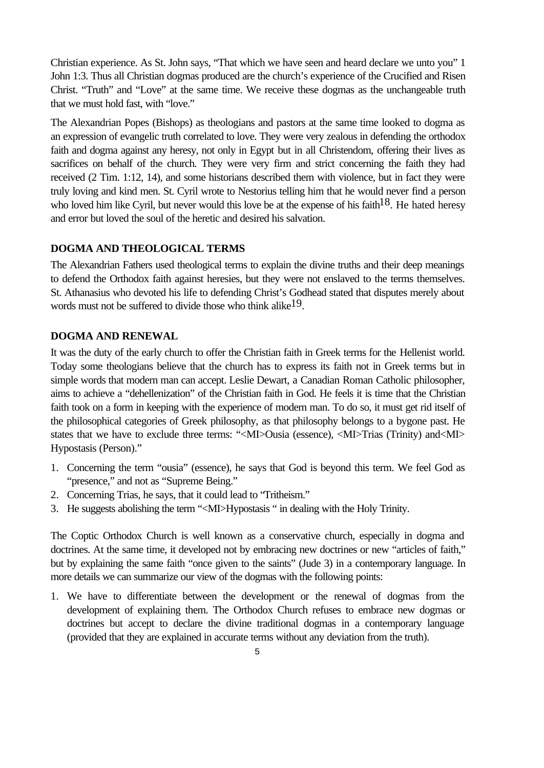Christian experience. As St. John says, "That which we have seen and heard declare we unto you" 1 John 1:3. Thus all Christian dogmas produced are the church's experience of the Crucified and Risen Christ. "Truth" and "Love" at the same time. We receive these dogmas as the unchangeable truth that we must hold fast, with "love."

The Alexandrian Popes (Bishops) as theologians and pastors at the same time looked to dogma as an expression of evangelic truth correlated to love. They were very zealous in defending the orthodox faith and dogma against any heresy, not only in Egypt but in all Christendom, offering their lives as sacrifices on behalf of the church. They were very firm and strict concerning the faith they had received (2 Tim. 1:12, 14), and some historians described them with violence, but in fact they were truly loving and kind men. St. Cyril wrote to Nestorius telling him that he would never find a person who loved him like Cyril, but never would this love be at the expense of his faith[18]. He hated heresy and error but loved the soul of the heretic and desired his salvation.

## DOGMA AND THEOLOGICAL TERMS

The Alexandrian Fathers used theological terms to explain the divine truths and their deep meanings to defend the Orthodox faith against heresies, but they were not enslaved to the terms themselves. St. Athanasius who devoted his life to defending Christ's Godhead stated that disputes merely about words must not be suffered to divide those who think alike[19].

## DOGMA AND RENEWAL

It was the duty of the early church to offer the Christian faith in Greek terms for the Hellenist world. Today some theologians believe that the church has to express its faith not in Greek terms but in simple words that modern man can accept. Leslie Dewart, a Canadian Roman Catholic philosopher, aims to achieve a "dehellenization" of the Christian faith in God. He feels it is time that the Christian faith took on a form in keeping with the experience of modern man. To do so, it must get rid itself of the philosophical categories of Greek philosophy, as that philosophy belongs to a bygone past. He states that we have to exclude three terms: "<MI>Ousia (essence), <MI>Trias (Trinity) and<MI> Hypostasis (Person)."

1. Concerning the term "ousia" (essence), he says that God is beyond this term. We feel God as "presence," and not as "Supreme Being."
2. Concerning Trias, he says, that it could lead to "Tritheism."
3. He suggests abolishing the term "<MI>Hypostasis " in dealing with the Holy Trinity.

The Coptic Orthodox Church is well known as a conservative church, especially in dogma and doctrines. At the same time, it developed not by embracing new doctrines or new "articles of faith," but by explaining the same faith "once given to the saints" (Jude 3) in a contemporary language. In more details we can summarize our view of the dogmas with the following points:

1. We have to differentiate between the development or the renewal of dogmas from the development of explaining them. The Orthodox Church refuses to embrace new dogmas or doctrines but accept to declare the divine traditional dogmas in a contemporary language (provided that they are explained in accurate terms without any deviation from the truth).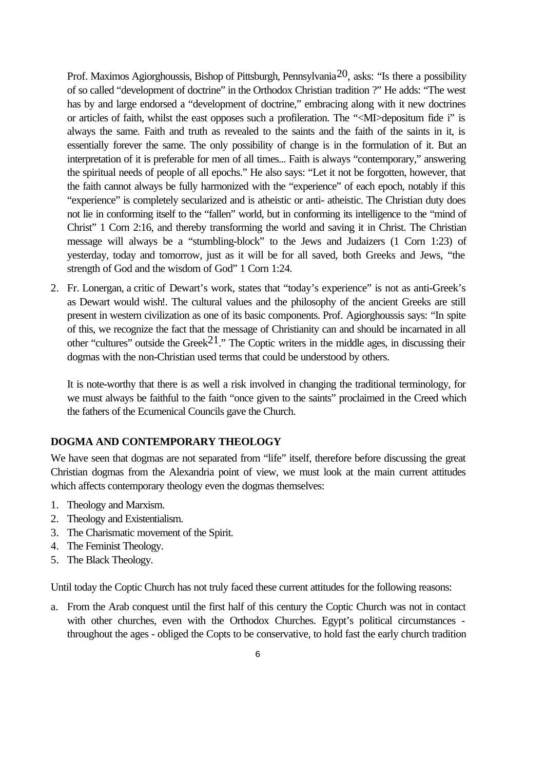Prof. Maximos Agiorghoussis, Bishop of Pittsburgh, Pennsylvania[20], asks: "Is there a possibility of so called "development of doctrine" in the Orthodox Christian tradition ?" He adds: "The west has by and large endorsed a "development of doctrine," embracing along with it new doctrines or articles of faith, whilst the east opposes such a profileration. The "<MI>depositum fide i" is always the same. Faith and truth as revealed to the saints and the faith of the saints in it, is essentially forever the same. The only possibility of change is in the formulation of it. But an interpretation of it is preferable for men of all times... Faith is always "contemporary," answering the spiritual needs of people of all epochs." He also says: "Let it not be forgotten, however, that the faith cannot always be fully harmonized with the "experience" of each epoch, notably if this "experience" is completely secularized and is atheistic or anti- atheistic. The Christian duty does not lie in conforming itself to the "fallen" world, but in conforming its intelligence to the "mind of Christ" 1 Corn 2:16, and thereby transforming the world and saving it in Christ. The Christian message will always be a "stumbling-block" to the Jews and Judaizers (1 Corn 1:23) of yesterday, today and tomorrow, just as it will be for all saved, both Greeks and Jews, "the strength of God and the wisdom of God" 1 Corn 1:24.

2. Fr. Lonergan, a critic of Dewart's work, states that "today's experience" is not as anti-Greek's as Dewart would wish!. The cultural values and the philosophy of the ancient Greeks are still present in western civilization as one of its basic components. Prof. Agiorghoussis says: "In spite of this, we recognize the fact that the message of Christianity can and should be incarnated in all other "cultures" outside the Greek[21]." The Coptic writers in the middle ages, in discussing their dogmas with the non-Christian used terms that could be understood by others.

   It is note-worthy that there is as well a risk involved in changing the traditional terminology, for we must always be faithful to the faith "once given to the saints" proclaimed in the Creed which the fathers of the Ecumenical Councils gave the Church.

**DOGMA AND CONTEMPORARY THEOLOGY**

We have seen that dogmas are not separated from "life" itself, therefore before discussing the great Christian dogmas from the Alexandria point of view, we must look at the main current attitudes which affects contemporary theology even the dogmas themselves:

1. Theology and Marxism.
2. Theology and Existentialism.
3. The Charismatic movement of the Spirit.
4. The Feminist Theology.
5. The Black Theology.

Until today the Coptic Church has not truly faced these current attitudes for the following reasons:

a. From the Arab conquest until the first half of this century the Coptic Church was not in contact with other churches, even with the Orthodox Churches. Egypt's political circumstances - throughout the ages - obliged the Copts to be conservative, to hold fast the early church tradition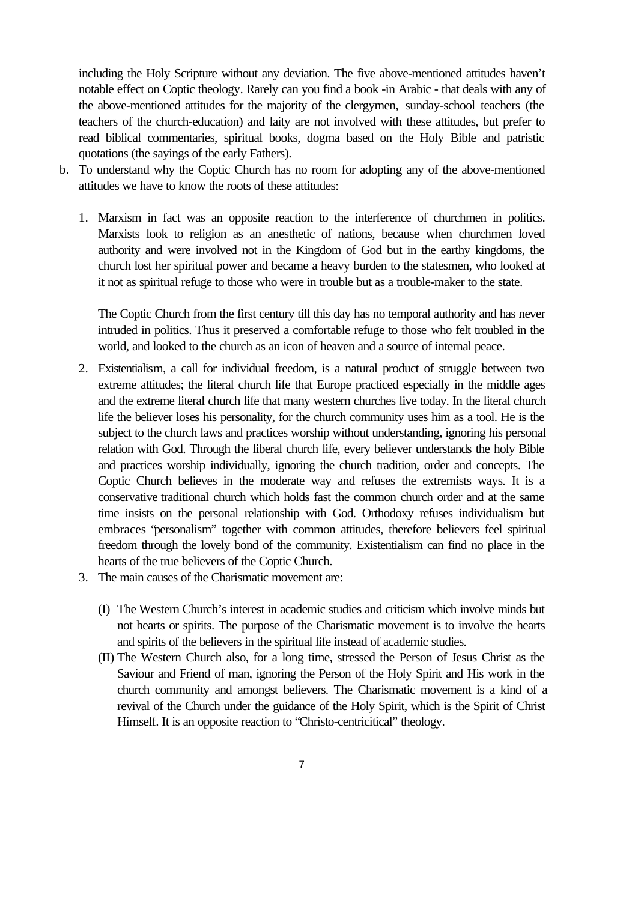including the Holy Scripture without any deviation. The five above-mentioned attitudes haven't notable effect on Coptic theology. Rarely can you find a book -in Arabic - that deals with any of the above-mentioned attitudes for the majority of the clergymen, sunday-school teachers (the teachers of the church-education) and laity are not involved with these attitudes, but prefer to read biblical commentaries, spiritual books, dogma based on the Holy Bible and patristic quotations (the sayings of the early Fathers).

b. To understand why the Coptic Church has no room for adopting any of the above-mentioned attitudes we have to know the roots of these attitudes:

   1. Marxism in fact was an opposite reaction to the interference of churchmen in politics. Marxists look to religion as an anesthetic of nations, because when churchmen loved authority and were involved not in the Kingdom of God but in the earthy kingdoms, the church lost her spiritual power and became a heavy burden to the statesmen, who looked at it not as spiritual refuge to those who were in trouble but as a trouble-maker to the state.

      The Coptic Church from the first century till this day has no temporal authority and has never intruded in politics. Thus it preserved a comfortable refuge to those who felt troubled in the world, and looked to the church as an icon of heaven and a source of internal peace.

   2. Existentialism, a call for individual freedom, is a natural product of struggle between two extreme attitudes; the literal church life that Europe practiced especially in the middle ages and the extreme literal church life that many western churches live today. In the literal church life the believer loses his personality, for the church community uses him as a tool. He is the subject to the church laws and practices worship without understanding, ignoring his personal relation with God. Through the liberal church life, every believer understands the holy Bible and practices worship individually, ignoring the church tradition, order and concepts. The Coptic Church believes in the moderate way and refuses the extremists ways. It is a conservative traditional church which holds fast the common church order and at the same time insists on the personal relationship with God. Orthodoxy refuses individualism but embraces "personalism" together with common attitudes, therefore believers feel spiritual freedom through the lovely bond of the community. Existentialism can find no place in the hearts of the true believers of the Coptic Church.

   3. The main causes of the Charismatic movement are:

      (I) The Western Church's interest in academic studies and criticism which involve minds but not hearts or spirits. The purpose of the Charismatic movement is to involve the hearts and spirits of the believers in the spiritual life instead of academic studies.

      (II) The Western Church also, for a long time, stressed the Person of Jesus Christ as the Saviour and Friend of man, ignoring the Person of the Holy Spirit and His work in the church community and amongst believers. The Charismatic movement is a kind of a revival of the Church under the guidance of the Holy Spirit, which is the Spirit of Christ Himself. It is an opposite reaction to "Christo-centricitical" theology.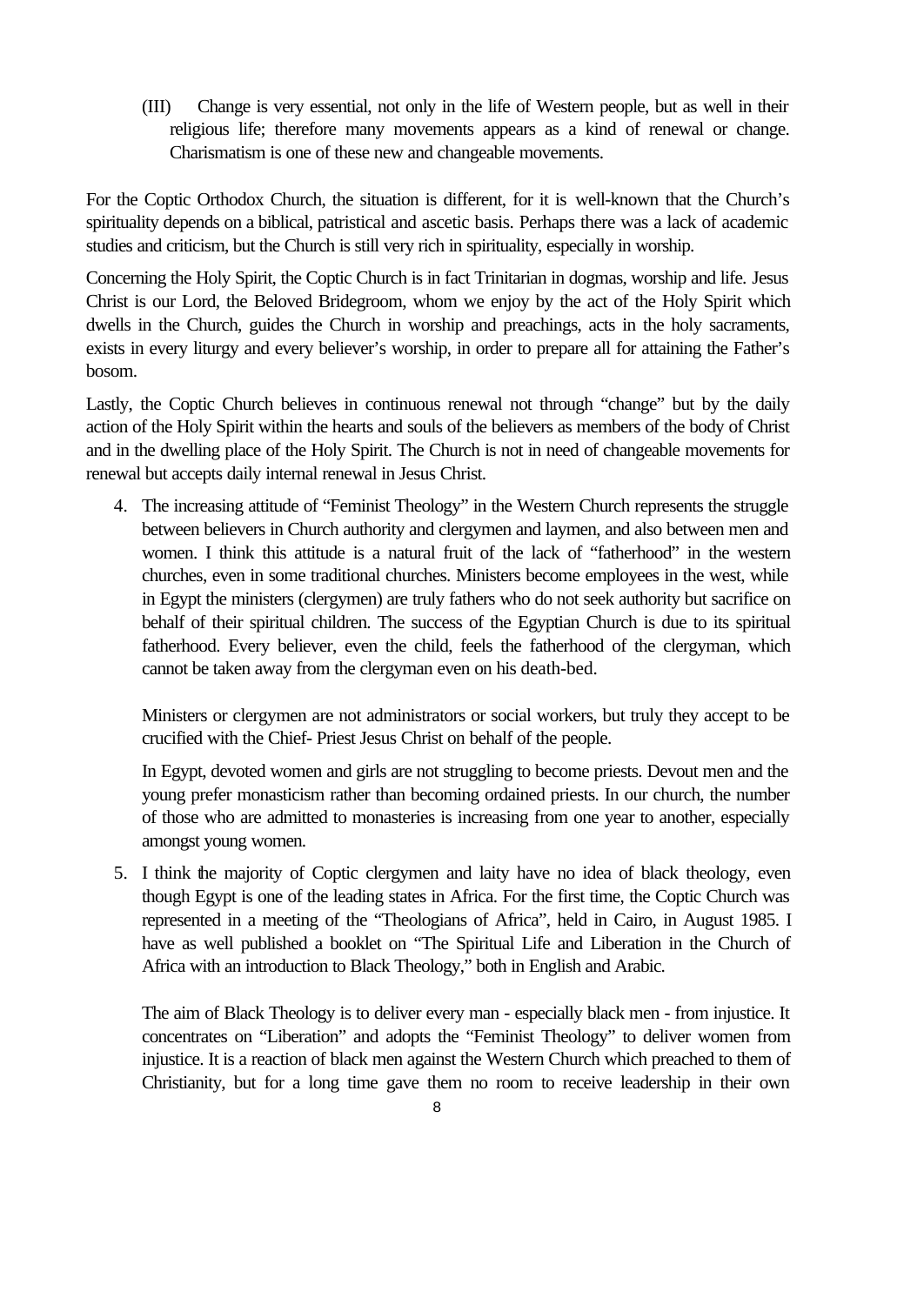(III) Change is very essential, not only in the life of Western people, but as well in their religious life; therefore many movements appears as a kind of renewal or change. Charismatism is one of these new and changeable movements.

For the Coptic Orthodox Church, the situation is different, for it is well-known that the Church's spirituality depends on a biblical, patristical and ascetic basis. Perhaps there was a lack of academic studies and criticism, but the Church is still very rich in spirituality, especially in worship.

Concerning the Holy Spirit, the Coptic Church is in fact Trinitarian in dogmas, worship and life. Jesus Christ is our Lord, the Beloved Bridegroom, whom we enjoy by the act of the Holy Spirit which dwells in the Church, guides the Church in worship and preachings, acts in the holy sacraments, exists in every liturgy and every believer's worship, in order to prepare all for attaining the Father's bosom.

Lastly, the Coptic Church believes in continuous renewal not through "change" but by the daily action of the Holy Spirit within the hearts and souls of the believers as members of the body of Christ and in the dwelling place of the Holy Spirit. The Church is not in need of changeable movements for renewal but accepts daily internal renewal in Jesus Christ.

4. The increasing attitude of "Feminist Theology" in the Western Church represents the struggle between believers in Church authority and clergymen and laymen, and also between men and women. I think this attitude is a natural fruit of the lack of "fatherhood" in the western churches, even in some traditional churches. Ministers become employees in the west, while in Egypt the ministers (clergymen) are truly fathers who do not seek authority but sacrifice on behalf of their spiritual children. The success of the Egyptian Church is due to its spiritual fatherhood. Every believer, even the child, feels the fatherhood of the clergyman, which cannot be taken away from the clergyman even on his death-bed.

   Ministers or clergymen are not administrators or social workers, but truly they accept to be crucified with the Chief- Priest Jesus Christ on behalf of the people.

   In Egypt, devoted women and girls are not struggling to become priests. Devout men and the young prefer monasticism rather than becoming ordained priests. In our church, the number of those who are admitted to monasteries is increasing from one year to another, especially amongst young women.

5. I think the majority of Coptic clergymen and laity have no idea of black theology, even though Egypt is one of the leading states in Africa. For the first time, the Coptic Church was represented in a meeting of the "Theologians of Africa", held in Cairo, in August 1985. I have as well published a booklet on "The Spiritual Life and Liberation in the Church of Africa with an introduction to Black Theology," both in English and Arabic.

   The aim of Black Theology is to deliver every man - especially black men - from injustice. It concentrates on "Liberation" and adopts the "Feminist Theology" to deliver women from injustice. It is a reaction of black men against the Western Church which preached to them of Christianity, but for a long time gave them no room to receive leadership in their own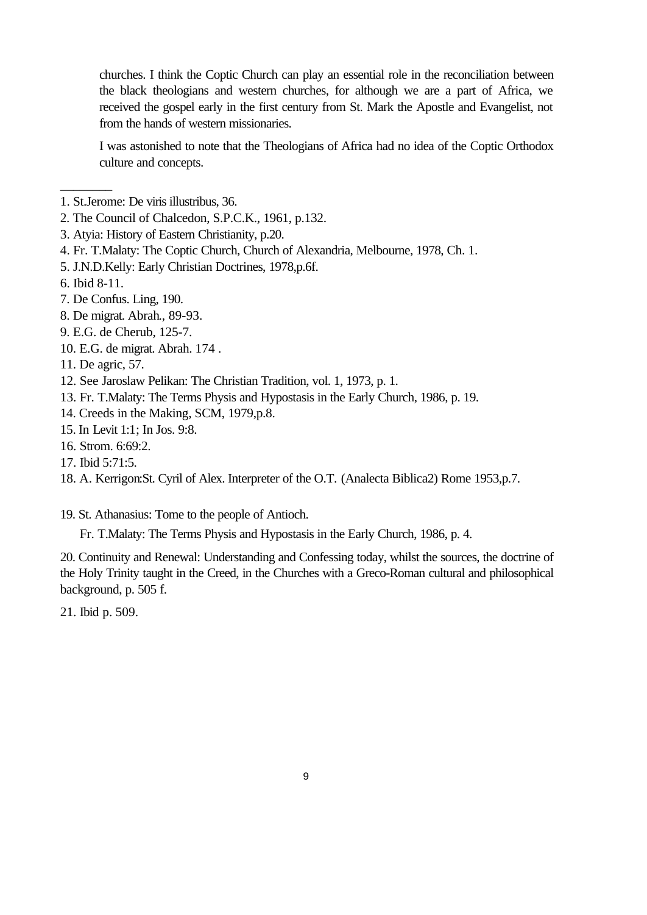churches. I think the Coptic Church can play an essential role in the reconciliation between the black theologians and western churches, for although we are a part of Africa, we received the gospel early in the first century from St. Mark the Apostle and Evangelist, not from the hands of western missionaries.

I was astonished to note that the Theologians of Africa had no idea of the Coptic Orthodox culture and concepts.

---

1. St.Jerome: De viris illustribus, 36.
2. The Council of Chalcedon, S.P.C.K., 1961, p.132.
3. Atyia: History of Eastern Christianity, p.20.
4. Fr. T.Malaty: The Coptic Church, Church of Alexandria, Melbourne, 1978, Ch. 1.
5. J.N.D.Kelly: Early Christian Doctrines, 1978,p.6f.
6. Ibid 8-11.
7. De Confus. Ling, 190.
8. De migrat. Abrah., 89-93.
9. E.G. de Cherub, 125-7.
10. E.G. de migrat. Abrah. 174 .
11. De agric, 57.
12. See Jaroslaw Pelikan: The Christian Tradition, vol. 1, 1973, p. 1.
13. Fr. T.Malaty: The Terms Physis and Hypostasis in the Early Church, 1986, p. 19.
14. Creeds in the Making, SCM, 1979,p.8.
15. In Levit 1:1; In Jos. 9:8.
16. Strom. 6:69:2.
17. Ibid 5:71:5.
18. A. Kerrigon:St. Cyril of Alex. Interpreter of the O.T. (Analecta Biblica2) Rome 1953,p.7.

19. St. Athanasius: Tome to the people of Antioch.

    Fr. T.Malaty: The Terms Physis and Hypostasis in the Early Church, 1986, p. 4.

20. Continuity and Renewal: Understanding and Confessing today, whilst the sources, the doctrine of the Holy Trinity taught in the Creed, in the Churches with a Greco-Roman cultural and philosophical background, p. 505 f.

21. Ibid p. 509.